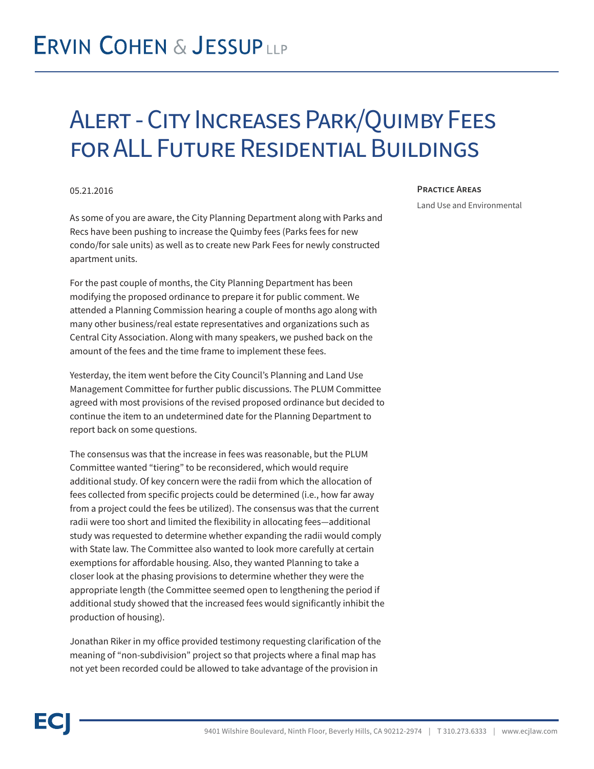# Alert - City Increases Park/Quimby Fees for ALL Future Residential Buildings

05.21.2016

**Practice Areas**

Land Use and Environmental

As some of you are aware, the City Planning Department along with Parks and Recs have been pushing to increase the Quimby fees (Parks fees for new condo/for sale units) as well as to create new Park Fees for newly constructed apartment units.

For the past couple of months, the City Planning Department has been modifying the proposed ordinance to prepare it for public comment. We attended a Planning Commission hearing a couple of months ago along with many other business/real estate representatives and organizations such as Central City Association. Along with many speakers, we pushed back on the amount of the fees and the time frame to implement these fees.

Yesterday, the item went before the City Council's Planning and Land Use Management Committee for further public discussions. The PLUM Committee agreed with most provisions of the revised proposed ordinance but decided to continue the item to an undetermined date for the Planning Department to report back on some questions.

The consensus was that the increase in fees was reasonable, but the PLUM Committee wanted "tiering" to be reconsidered, which would require additional study. Of key concern were the radii from which the allocation of fees collected from specific projects could be determined (i.e., how far away from a project could the fees be utilized). The consensus was that the current radii were too short and limited the flexibility in allocating fees—additional study was requested to determine whether expanding the radii would comply with State law. The Committee also wanted to look more carefully at certain exemptions for affordable housing. Also, they wanted Planning to take a closer look at the phasing provisions to determine whether they were the appropriate length (the Committee seemed open to lengthening the period if additional study showed that the increased fees would significantly inhibit the production of housing).

Jonathan Riker in my office provided testimony requesting clarification of the meaning of "non-subdivision" project so that projects where a final map has not yet been recorded could be allowed to take advantage of the provision in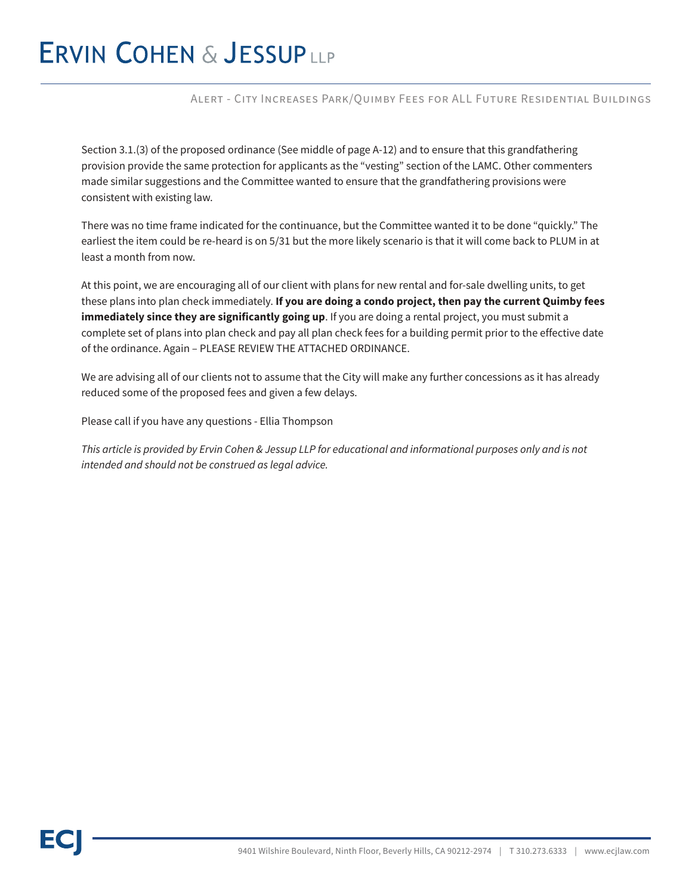Section 3.1.(3) of the proposed ordinance (See middle of page A-12) and to ensure that this grandfathering provision provide the same protection for applicants as the "vesting" section of the LAMC. Other commenters made similar suggestions and the Committee wanted to ensure that the grandfathering provisions were consistent with existing law.

There was no time frame indicated for the continuance, but the Committee wanted it to be done "quickly." The earliest the item could be re-heard is on 5/31 but the more likely scenario is that it will come back to PLUM in at least a month from now.

At this point, we are encouraging all of our client with plans for new rental and for-sale dwelling units, to get these plans into plan check immediately. **If you are doing a condo project, then pay the current Quimby fees immediately since they are significantly going up**. If you are doing a rental project, you must submit a complete set of plans into plan check and pay all plan check fees for a building permit prior to the effective date of the ordinance. Again – PLEASE REVIEW THE ATTACHED ORDINANCE.

We are advising all of our clients not to assume that the City will make any further concessions as it has already reduced some of the proposed fees and given a few delays.

Please call if you have any questions - Ellia Thompson

*This article is provided by Ervin Cohen & Jessup LLP for educational and informational purposes only and is not intended and should not be construed as legal advice.*